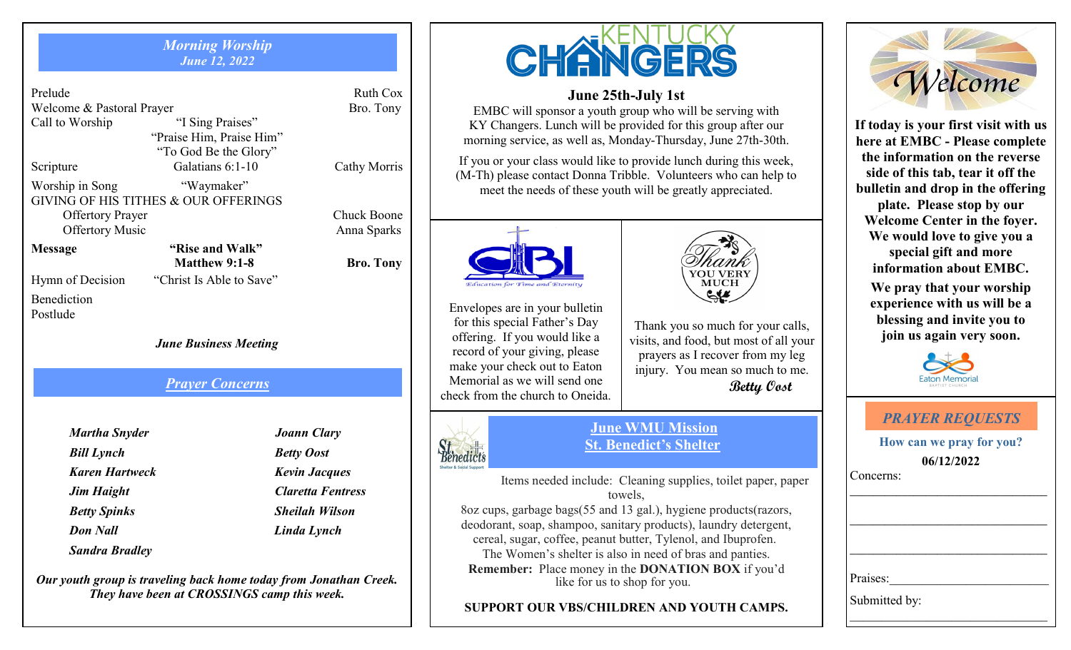## *Morning Worship*
### *June 12, 2022*

| | | |
|---|---|---|
| Prelude | | Ruth Cox |
| Welcome & Pastoral Prayer | | Bro. Tony |
| Call to Worship | "I Sing Praises" "Praise Him, Praise Him" "To God Be the Glory" | |
| Scripture | Galatians 6:1-10 | Cathy Morris |
| Worship in Song | "Waymaker" | |
| GIVING OF HIS TITHES & OUR OFFERINGS | | |
| Offertory Prayer | | Chuck Boone |
| Offertory Music | | Anna Sparks |
| **Message** | **"Rise and Walk" Matthew 9:1-8** | **Bro. Tony** |
| Hymn of Decision | "Christ Is Able to Save" | |
| Benediction | | |
| Postlude | | |

***June Business Meeting***

## *Prayer Concerns*

| | |
|---|---|
| ***Martha Snyder*** | ***Joann Clary*** |
| ***Bill Lynch*** | ***Betty Oost*** |
| ***Karen Hartweck*** | ***Kevin Jacques*** |
| ***Jim Haight*** | ***Claretta Fentress*** |
| ***Betty Spinks*** | ***Sheilah Wilson*** |
| ***Don Nall*** | ***Linda Lynch*** |
| ***Sandra Bradley*** | |

***Our youth group is traveling back home today from Jonathan Creek. They have been at CROSSINGS camp this week.***

# KENTUCKY CHANGERS

**June 25th-July 1st**

EMBC will sponsor a youth group who will be serving with KY Changers. Lunch will be provided for this group after our morning service, as well as, Monday-Thursday, June 27th-30th.

If you or your class would like to provide lunch during this week, (M-Th) please contact Donna Tribble. Volunteers who can help to meet the needs of these youth will be greatly appreciated.

OBI — *Education for Time and Eternity*

Envelopes are in your bulletin for this special Father's Day offering. If you would like a record of your giving, please make your check out to Eaton Memorial as we will send one check from the church to Oneida.

*Thank* YOU VERY MUCH

Thank you so much for your calls, visits, and food, but most of all your prayers as I recover from my leg injury. You mean so much to me.

*Betty Oost*

## June WMU Mission
## St. Benedict's Shelter

Items needed include: Cleaning supplies, toilet paper, paper towels, 8oz cups, garbage bags(55 and 13 gal.), hygiene products(razors, deodorant, soap, shampoo, sanitary products), laundry detergent, cereal, sugar, coffee, peanut butter, Tylenol, and Ibuprofen.
The Women's shelter is also in need of bras and panties.
**Remember:** Place money in the **DONATION BOX** if you'd like for us to shop for you.

**SUPPORT OUR VBS/CHILDREN AND YOUTH CAMPS.**

# *Welcome*

**If today is your first visit with us here at EMBC - Please complete the information on the reverse side of this tab, tear it off the bulletin and drop in the offering plate. Please stop by our Welcome Center in the foyer. We would love to give you a special gift and more information about EMBC.**

**We pray that your worship experience with us will be a blessing and invite you to join us again very soon.**

Eaton Memorial BAPTIST CHURCH

## *PRAYER REQUESTS*

**How can we pray for you?**

**06/12/2022**

Concerns: ______________________________

______________________________

______________________________

Praises: ______________________________

Submitted by: ______________________________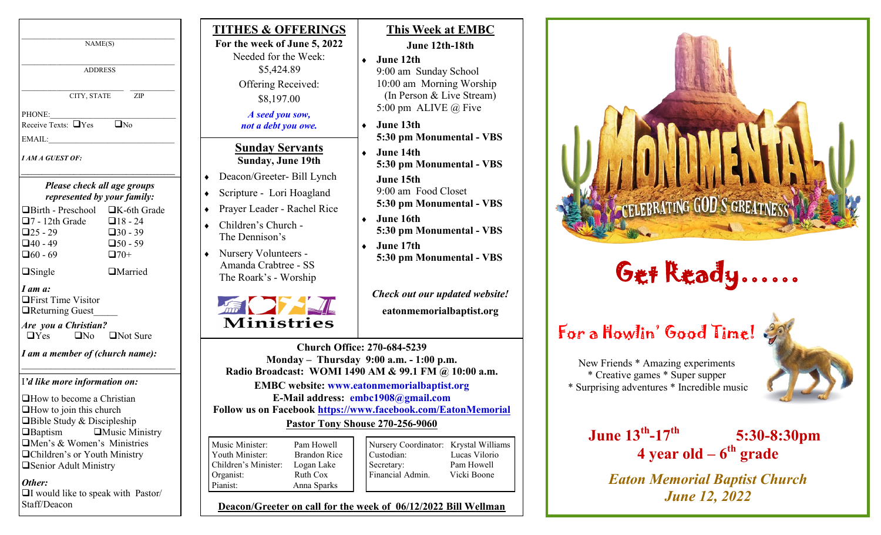NAME(S)

ADDRESS

CITY, STATE ZIP

PHONE:

Receive Texts: ❑Yes ❑No

EMAIL:

*I AM A GUEST OF:*

*Please check all age groups represented by your family:*

❑Birth - Preschool ❑K-6th Grade
❑7 - 12th Grade ❑18 - 24
❑25 - 29 ❑30 - 39
❑40 - 49 ❑50 - 59
❑60 - 69 ❑70+

❑Single ❑Married

*I am a:*
❑First Time Visitor
❑Returning Guest_____

*Are you a Christian?*
❑Yes ❑No ❑Not Sure

*I am a member of (church name):*

I*'d like more information on:*

❑How to become a Christian
❑How to join this church
❑Bible Study & Discipleship
❑Baptism ❑Music Ministry
❑Men's & Women's Ministries
❑Children's or Youth Ministry
❑Senior Adult Ministry

*Other:*
❑I would like to speak with Pastor/ Staff/Deacon

## TITHES & OFFERINGS

**For the week of June 5, 2022**

Needed for the Week:
$5,424.89

Offering Received:
$8,197.00

*A seed you sow, not a debt you owe.*

## Sunday Servants

**Sunday, June 19th**

- Deacon/Greeter- Bill Lynch
- Scripture - Lori Hoagland
- Prayer Leader - Rachel Rice
- Children's Church - The Dennison's
- Nursery Volunteers - Amanda Crabtree - SS
  The Roark's - Worship

Ministries

## This Week at EMBC

**June 12th-18th**

- **June 12th**
  9:00 am Sunday School
  10:00 am Morning Worship (In Person & Live Stream)
  5:00 pm ALIVE @ Five
- **June 13th**
  **5:30 pm Monumental - VBS**
- **June 14th**
  **5:30 pm Monumental - VBS**
  **June 15th**
  9:00 am Food Closet
  **5:30 pm Monumental - VBS**
- **June 16th**
  **5:30 pm Monumental - VBS**
- **June 17th**
  **5:30 pm Monumental - VBS**

*Check out our updated website!*

**eatonmemorialbaptist.org**

**Church Office: 270-684-5239**
**Monday – Thursday 9:00 a.m. - 1:00 p.m.**
**Radio Broadcast: WOMI 1490 AM & 99.1 FM @ 10:00 a.m.**
**EMBC website: www.eatonmemorialbaptist.org**
**E-Mail address: embc1908@gmail.com**
**Follow us on Facebook https://www.facebook.com/EatonMemorial**
**Pastor Tony Shouse 270-256-9060**

| | |
|---|---|
| Music Minister: | Pam Howell |
| Youth Minister: | Brandon Rice |
| Children's Minister: | Logan Lake |
| Organist: | Ruth Cox |
| Pianist: | Anna Sparks |

| | |
|---|---|
| Nursery Coordinator: | Krystal Williams |
| Custodian: | Lucas Viorio |
| Secretary: | Pam Howell |
| Financial Admin. | Vicki Boone |

**Deacon/Greeter on call for the week of 06/12/2022 Bill Wellman**

MONUMENTAL
CELEBRATING GOD'S GREATNESS

# Get Ready……

## For a Howlin' Good Time!

New Friends * Amazing experiments * Creative games * Super supper * Surprising adventures * Incredible music

**June 13th-17th 5:30-8:30pm**
**4 year old – 6th grade**

***Eaton Memorial Baptist Church***
***June 12, 2022***